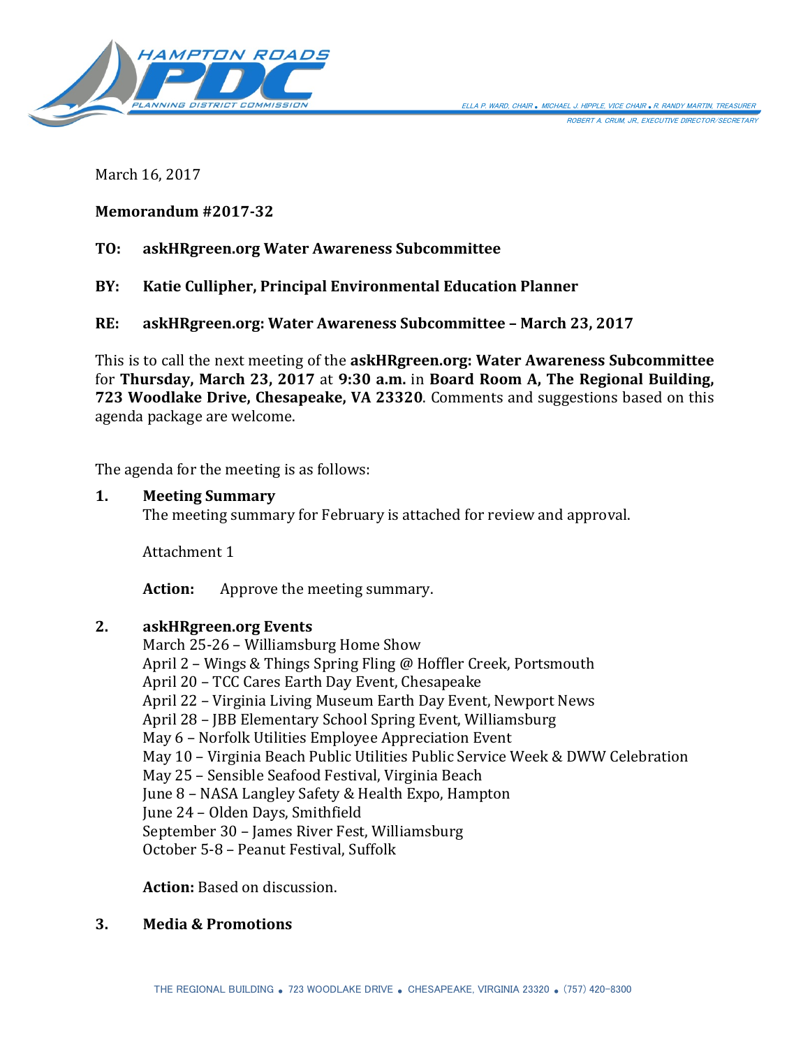HAMPTON ROADS PDC PLANNING DISTRICT COMMISSION

ELLA P. WARD, CHAIR • MICHAEL J. HIPPLE, VICE CHAIR • R. RANDY MARTIN, TREASURER

ROBERT A. CRUM, JR., EXECUTIVE DIRECTOR/SECRETARY

March 16, 2017

**Memorandum #2017-32**

**TO: askHRgreen.org Water Awareness Subcommittee**

**BY: Katie Cullipher, Principal Environmental Education Planner**

**RE: askHRgreen.org: Water Awareness Subcommittee – March 23, 2017**

This is to call the next meeting of the **askHRgreen.org: Water Awareness Subcommittee** for **Thursday, March 23, 2017** at **9:30 a.m.** in **Board Room A, The Regional Building, 723 Woodlake Drive, Chesapeake, VA 23320**. Comments and suggestions based on this agenda package are welcome.

The agenda for the meeting is as follows:

1. **Meeting Summary**
   The meeting summary for February is attached for review and approval.

   Attachment 1

   **Action:** Approve the meeting summary.

2. **askHRgreen.org Events**
   March 25-26 – Williamsburg Home Show
   April 2 – Wings & Things Spring Fling @ Hoffler Creek, Portsmouth
   April 20 – TCC Cares Earth Day Event, Chesapeake
   April 22 – Virginia Living Museum Earth Day Event, Newport News
   April 28 – JBB Elementary School Spring Event, Williamsburg
   May 6 – Norfolk Utilities Employee Appreciation Event
   May 10 – Virginia Beach Public Utilities Public Service Week & DWW Celebration
   May 25 – Sensible Seafood Festival, Virginia Beach
   June 8 – NASA Langley Safety & Health Expo, Hampton
   June 24 – Olden Days, Smithfield
   September 30 – James River Fest, Williamsburg
   October 5-8 – Peanut Festival, Suffolk

   **Action:** Based on discussion.

3. **Media & Promotions**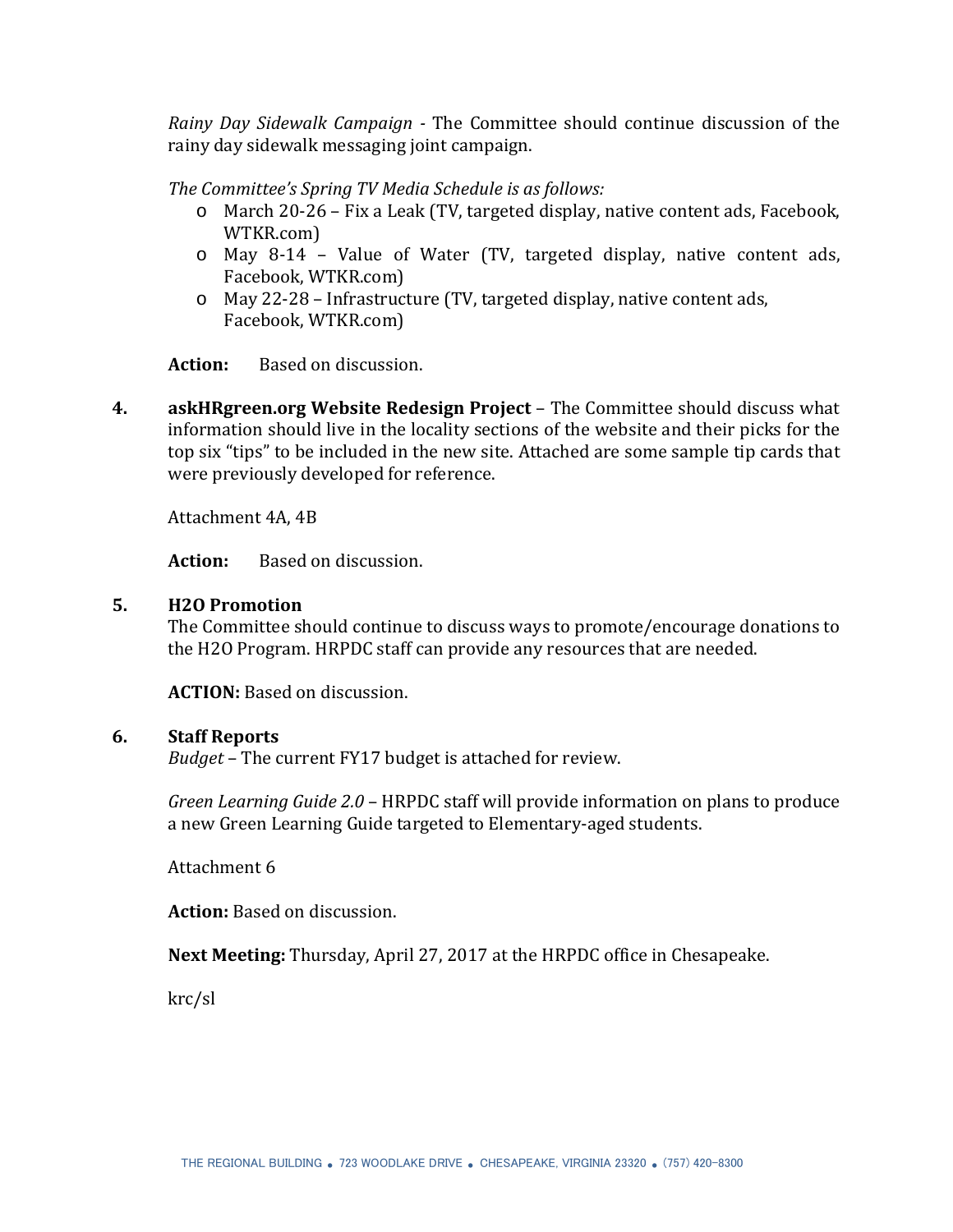*Rainy Day Sidewalk Campaign* - The Committee should continue discussion of the rainy day sidewalk messaging joint campaign.

*The Committee's Spring TV Media Schedule is as follows:*

- March 20-26 – Fix a Leak (TV, targeted display, native content ads, Facebook, WTKR.com)
- May 8-14 – Value of Water (TV, targeted display, native content ads, Facebook, WTKR.com)
- May 22-28 – Infrastructure (TV, targeted display, native content ads, Facebook, WTKR.com)

**Action:** Based on discussion.

4. **askHRgreen.org Website Redesign Project** – The Committee should discuss what information should live in the locality sections of the website and their picks for the top six "tips" to be included in the new site. Attached are some sample tip cards that were previously developed for reference.

   Attachment 4A, 4B

   **Action:** Based on discussion.

5. **H2O Promotion**

   The Committee should continue to discuss ways to promote/encourage donations to the H2O Program. HRPDC staff can provide any resources that are needed.

   **ACTION:** Based on discussion.

6. **Staff Reports**

   *Budget* – The current FY17 budget is attached for review.

   *Green Learning Guide 2.0* – HRPDC staff will provide information on plans to produce a new Green Learning Guide targeted to Elementary-aged students.

   Attachment 6

   **Action:** Based on discussion.

**Next Meeting:** Thursday, April 27, 2017 at the HRPDC office in Chesapeake.

krc/sl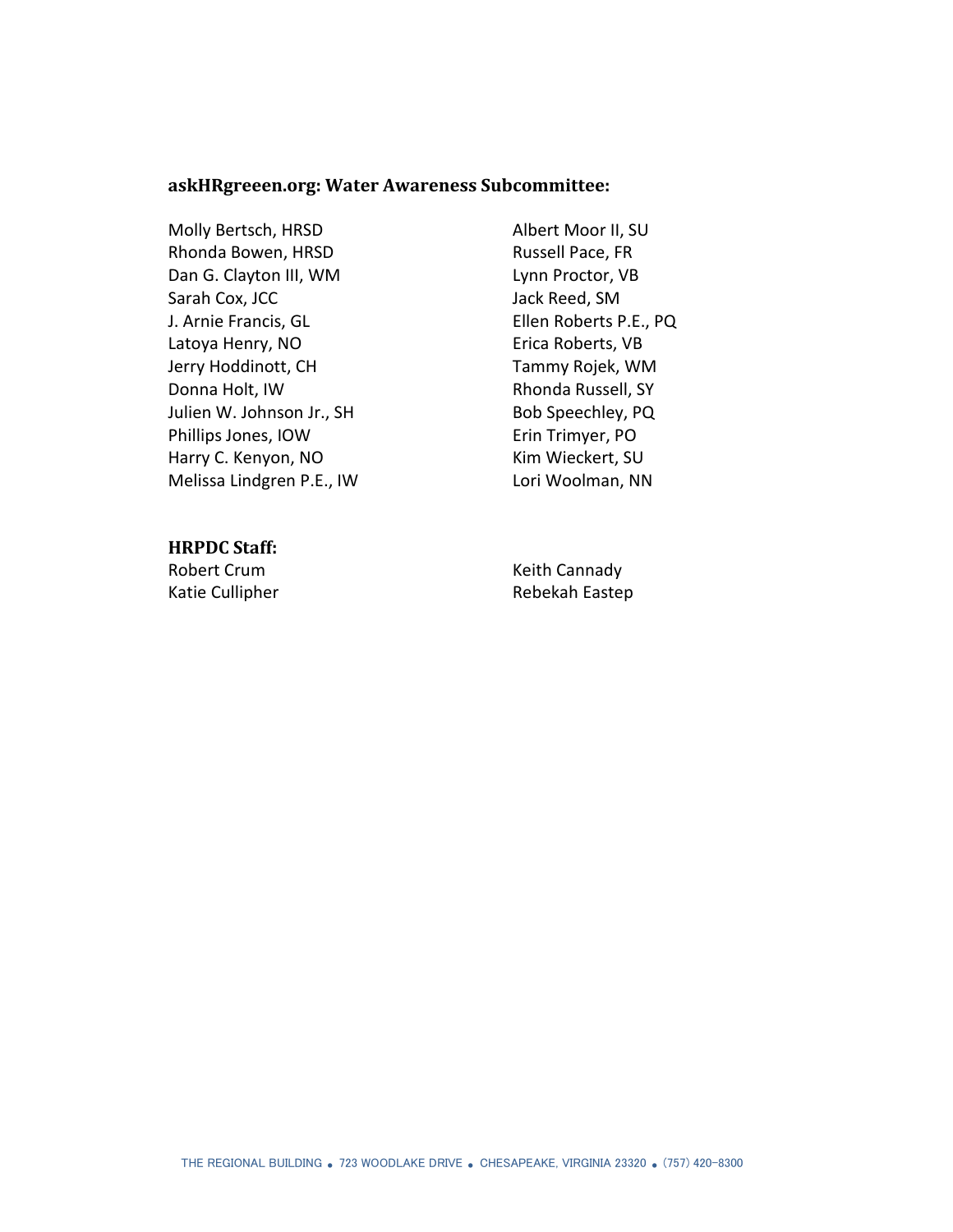**askHRgreeen.org: Water Awareness Subcommittee:**

Molly Bertsch, HRSD
Rhonda Bowen, HRSD
Dan G. Clayton III, WM
Sarah Cox, JCC
J. Arnie Francis, GL
Latoya Henry, NO
Jerry Hoddinott, CH
Donna Holt, IW
Julien W. Johnson Jr., SH
Phillips Jones, IOW
Harry C. Kenyon, NO
Melissa Lindgren P.E., IW
Albert Moor II, SU
Russell Pace, FR
Lynn Proctor, VB
Jack Reed, SM
Ellen Roberts P.E., PQ
Erica Roberts, VB
Tammy Rojek, WM
Rhonda Russell, SY
Bob Speechley, PQ
Erin Trimyer, PO
Kim Wieckert, SU
Lori Woolman, NN

**HRPDC Staff:**

Robert Crum
Katie Cullipher
Keith Cannady
Rebekah Eastep

THE REGIONAL BUILDING • 723 WOODLAKE DRIVE • CHESAPEAKE, VIRGINIA 23320 • (757) 420-8300